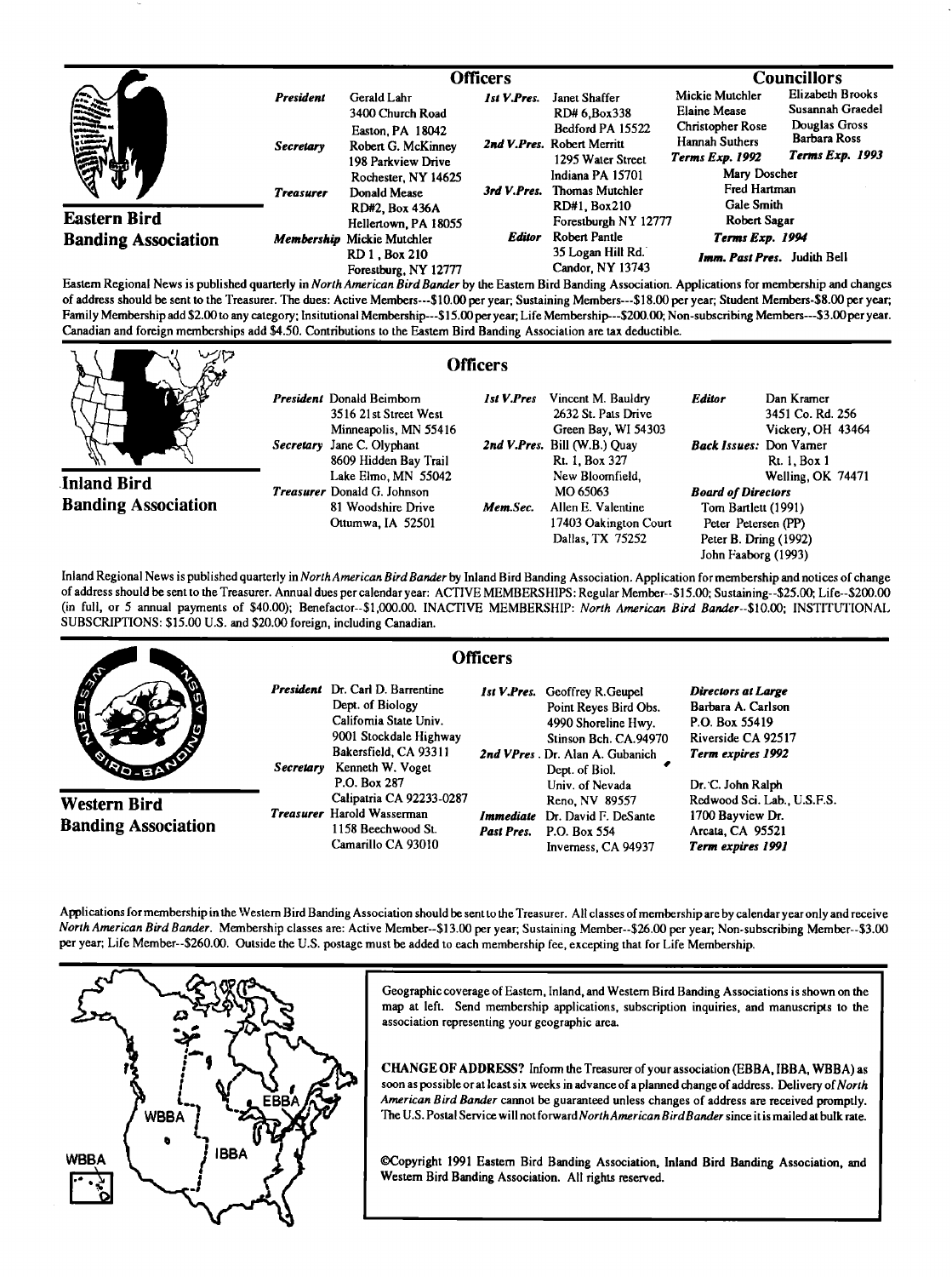## Eastern Bird Banding Association

### Officers

***President*** Gerald Lahr
3400 Church Road
Easton, PA 18042

***Secretary*** Robert G. McKinney
198 Parkview Drive
Rochester, NY 14625

***Treasurer*** Donald Mease
RD#2, Box 436A
Hellertown, PA 18055

***Membership*** Mickie Mutchler
RD 1, Box 210
Forestburg, NY 12777

***1st V.Pres.*** Janet Shaffer
RD# 6,Box338
Bedford PA 15522

***2nd V.Pres.*** Robert Merritt
1295 Water Street
Indiana PA 15701

***3rd V.Pres.*** Thomas Mutchler
RD#1, Box210
Forestburgh NY 12777

***Editor*** Robert Pantle
35 Logan Hill Rd.
Candor, NY 13743

### Councillors

Mickie Mutchler
Elaine Mease
Christopher Rose
Hannah Suthers
***Terms Exp. 1992***

Elizabeth Brooks
Susannah Graedel
Douglas Gross
Barbara Ross
***Terms Exp. 1993***

Mary Doscher
Fred Hartman
Gale Smith
Robert Sagar
***Terms Exp. 1994***

***Imm. Past Pres.*** Judith Bell

Eastern Regional News is published quarterly in *North American Bird Bander* by the Eastern Bird Banding Association. Applications for membership and changes of address should be sent to the Treasurer. The dues: Active Members---$10.00 per year; Sustaining Members---$18.00 per year; Student Members-$8.00 per year; Family Membership add $2.00 to any category; Insitutional Membership---$15.00 per year; Life Membership---$200.00; Non-subscribing Members---$3.00 per year. Canadian and foreign memberships add $4.50. Contributions to the Eastern Bird Banding Association are tax deductible.

## Inland Bird Banding Association

### Officers

***President*** Donald Beimborn
3516 21st Street West
Minneapolis, MN 55416

***Secretary*** Jane C. Olyphant
8609 Hidden Bay Trail
Lake Elmo, MN 55042

***Treasurer*** Donald G. Johnson
81 Woodshire Drive
Ottumwa, IA 52501

***1st V.Pres*** Vincent M. Bauldry
2632 St. Pats Drive
Green Bay, WI 54303

***2nd V.Pres.*** Bill (W.B.) Quay
Rt. 1, Box 327
New Bloomfield,
MO 65063

***Mem.Sec.*** Allen E. Valentine
17403 Oakington Court
Dallas, TX 75252

***Editor*** Dan Kramer
3451 Co. Rd. 256
Vickery, OH 43464

***Back Issues:*** Don Varner
Rt. 1, Box 1
Welling, OK 74471

***Board of Directors***
Tom Bartlett (1991)
Peter Petersen (PP)
Peter B. Dring (1992)
John Faaborg (1993)

Inland Regional News is published quarterly in *North American Bird Bander* by Inland Bird Banding Association. Application for membership and notices of change of address should be sent to the Treasurer. Annual dues per calendar year: ACTIVE MEMBERSHIPS: Regular Member--$15.00; Sustaining--$25.00; Life--$200.00 (in full, or 5 annual payments of $40.00); Benefactor--$1,000.00. INACTIVE MEMBERSHIP: *North American Bird Bander*--$10.00; INSTITUTIONAL SUBSCRIPTIONS: $15.00 U.S. and $20.00 foreign, including Canadian.

## Western Bird Banding Association

### Officers

***President*** Dr. Carl D. Barrentine
Dept. of Biology
California State Univ.
9001 Stockdale Highway
Bakersfield, CA 93311

***Secretary*** Kenneth W. Voget
P.O. Box 287
Calipatria CA 92233-0287

***Treasurer*** Harold Wasserman
1158 Beechwood St.
Camarillo CA 93010

***1st V.Pres.*** Geoffrey R.Geupel
Point Reyes Bird Obs.
4990 Shoreline Hwy.
Stinson Bch. CA.94970

***2nd VPres.*** Dr. Alan A. Gubanich
Dept. of Biol.
Univ. of Nevada
Reno, NV 89557

***Immediate Past Pres.*** Dr. David F. DeSante
P.O. Box 554
Inverness, CA 94937

***Directors at Large***
Barbara A. Carlson
P.O. Box 55419
Riverside CA 92517
***Term expires 1992***

Dr. C. John Ralph
Redwood Sci. Lab., U.S.F.S.
1700 Bayview Dr.
Arcata, CA 95521
***Term expires 1991***

Applications for membership in the Western Bird Banding Association should be sent to the Treasurer. All classes of membership are by calendar year only and receive *North American Bird Bander*. Membership classes are: Active Member--$13.00 per year; Sustaining Member--$26.00 per year; Non-subscribing Member--$3.00 per year; Life Member--$260.00. Outside the U.S. postage must be added to each membership fee, excepting that for Life Membership.

Geographic coverage of Eastern, Inland, and Western Bird Banding Associations is shown on the map at left. Send membership applications, subscription inquiries, and manuscripts to the association representing your geographic area.

**CHANGE OF ADDRESS?** Inform the Treasurer of your association (EBBA, IBBA, WBBA) as soon as possible or at least six weeks in advance of a planned change of address. Delivery of *North American Bird Bander* cannot be guaranteed unless changes of address are received promptly. The U.S. Postal Service will not forward *North American Bird Bander* since it is mailed at bulk rate.

©Copyright 1991 Eastern Bird Banding Association, Inland Bird Banding Association, and Western Bird Banding Association. All rights reserved.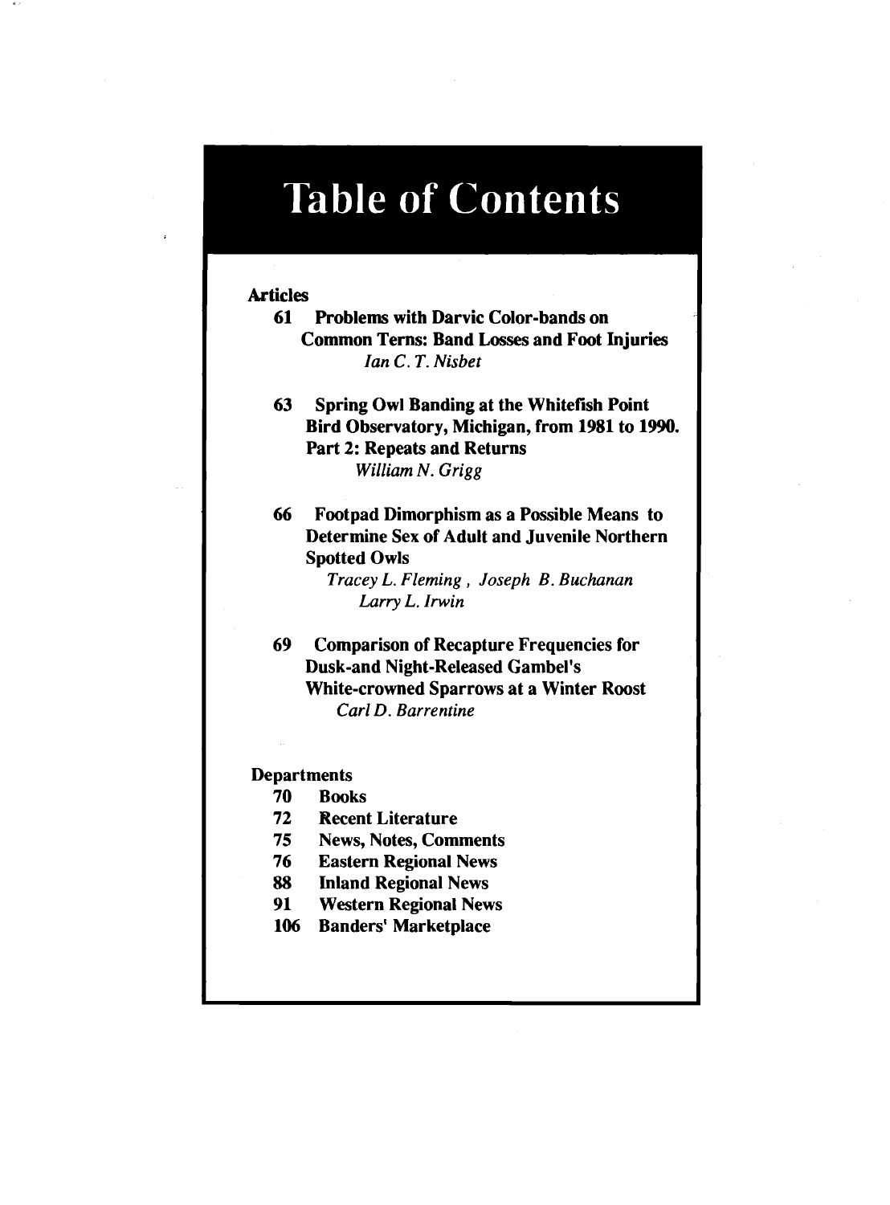# Table of Contents

## Articles

**61 Problems with Darvic Color-bands on Common Terns: Band Losses and Foot Injuries**
*Ian C. T. Nisbet*

**63 Spring Owl Banding at the Whitefish Point Bird Observatory, Michigan, from 1981 to 1990. Part 2: Repeats and Returns**
*William N. Grigg*

**66 Footpad Dimorphism as a Possible Means to Determine Sex of Adult and Juvenile Northern Spotted Owls**
*Tracey L. Fleming, Joseph B. Buchanan Larry L. Irwin*

**69 Comparison of Recapture Frequencies for Dusk-and Night-Released Gambel's White-crowned Sparrows at a Winter Roost**
*Carl D. Barrentine*

## Departments

**70 Books**
**72 Recent Literature**
**75 News, Notes, Comments**
**76 Eastern Regional News**
**88 Inland Regional News**
**91 Western Regional News**
**106 Banders' Marketplace**